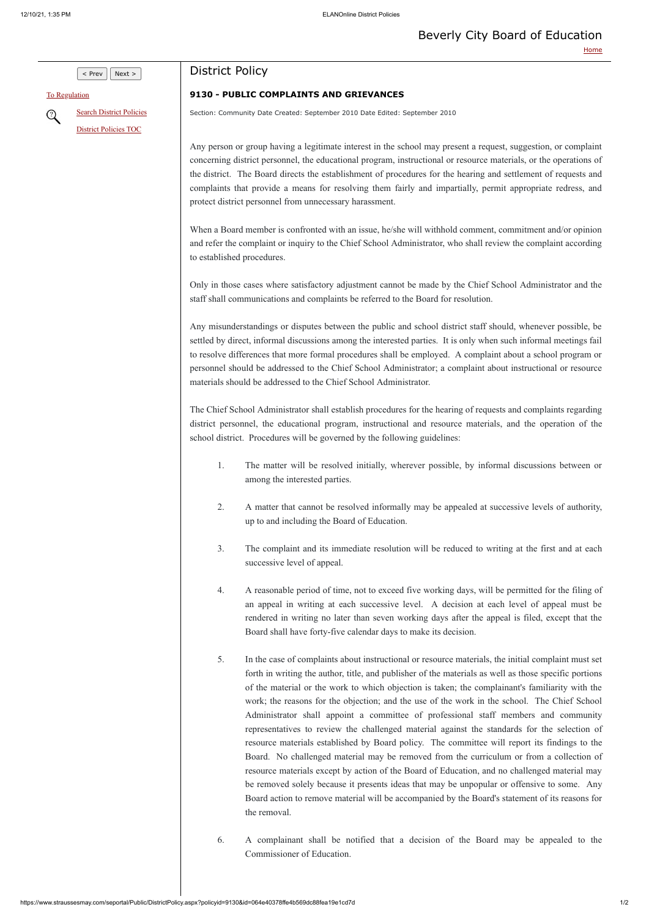# Beverly City Board of Education

## District Policy

### 9130 - PUBLIC COMPLAINTS AND GRIEVANCES

Section: Community Date Created: September 2010 Date Edited: September 2010

Any person or group having a legitimate interest in the school may present a request, suggestion, or complaint concerning district personnel, the educational program, instructional or resource materials, or the operations of the district. The Board directs the establishment of procedures for the hearing and settlement of requests and complaints that provide a means for resolving them fairly and impartially, permit appropriate redress, and protect district personnel from unnecessary harassment.

When a Board member is confronted with an issue, he/she will withhold comment, commitment and/or opinion and refer the complaint or inquiry to the Chief School Administrator, who shall review the complaint according to established procedures.

Only in those cases where satisfactory adjustment cannot be made by the Chief School Administrator and the staff shall communications and complaints be referred to the Board for resolution.

Any misunderstandings or disputes between the public and school district staff should, whenever possible, be settled by direct, informal discussions among the interested parties. It is only when such informal meetings fail to resolve differences that more formal procedures shall be employed. A complaint about a school program or personnel should be addressed to the Chief School Administrator; a complaint about instructional or resource materials should be addressed to the Chief School Administrator.

The Chief School Administrator shall establish procedures for the hearing of requests and complaints regarding district personnel, the educational program, instructional and resource materials, and the operation of the school district. Procedures will be governed by the following guidelines:

1. The matter will be resolved initially, wherever possible, by informal discussions between or among the interested parties.

2. A matter that cannot be resolved informally may be appealed at successive levels of authority, up to and including the Board of Education.

3. The complaint and its immediate resolution will be reduced to writing at the first and at each successive level of appeal.

4. A reasonable period of time, not to exceed five working days, will be permitted for the filing of an appeal in writing at each successive level. A decision at each level of appeal must be rendered in writing no later than seven working days after the appeal is filed, except that the Board shall have forty-five calendar days to make its decision.

5. In the case of complaints about instructional or resource materials, the initial complaint must set forth in writing the author, title, and publisher of the materials as well as those specific portions of the material or the work to which objection is taken; the complainant's familiarity with the work; the reasons for the objection; and the use of the work in the school. The Chief School Administrator shall appoint a committee of professional staff members and community representatives to review the challenged material against the standards for the selection of resource materials established by Board policy. The committee will report its findings to the Board. No challenged material may be removed from the curriculum or from a collection of resource materials except by action of the Board of Education, and no challenged material may be removed solely because it presents ideas that may be unpopular or offensive to some. Any Board action to remove material will be accompanied by the Board's statement of its reasons for the removal.

6. A complainant shall be notified that a decision of the Board may be appealed to the Commissioner of Education.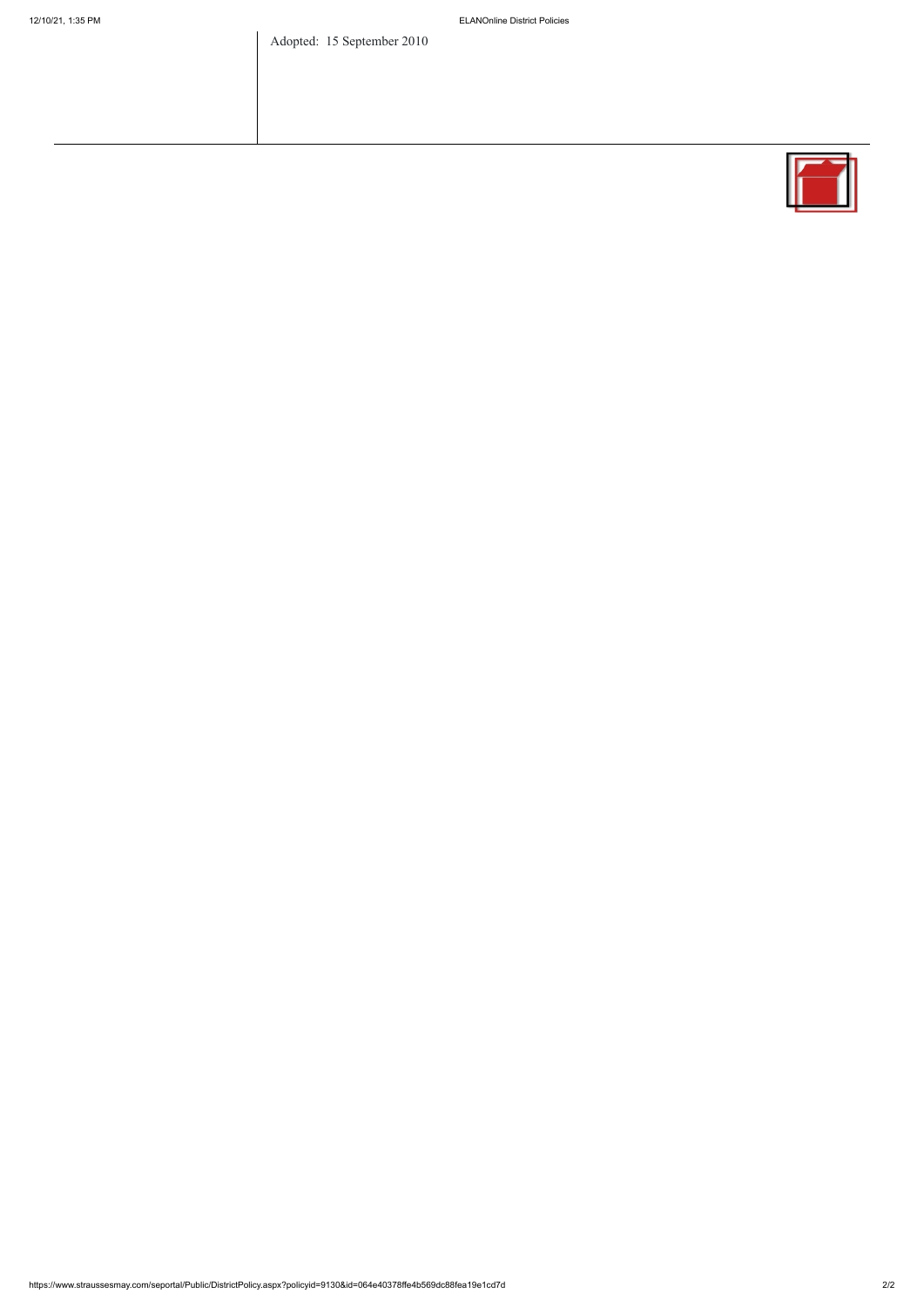Adopted: 15 September 2010